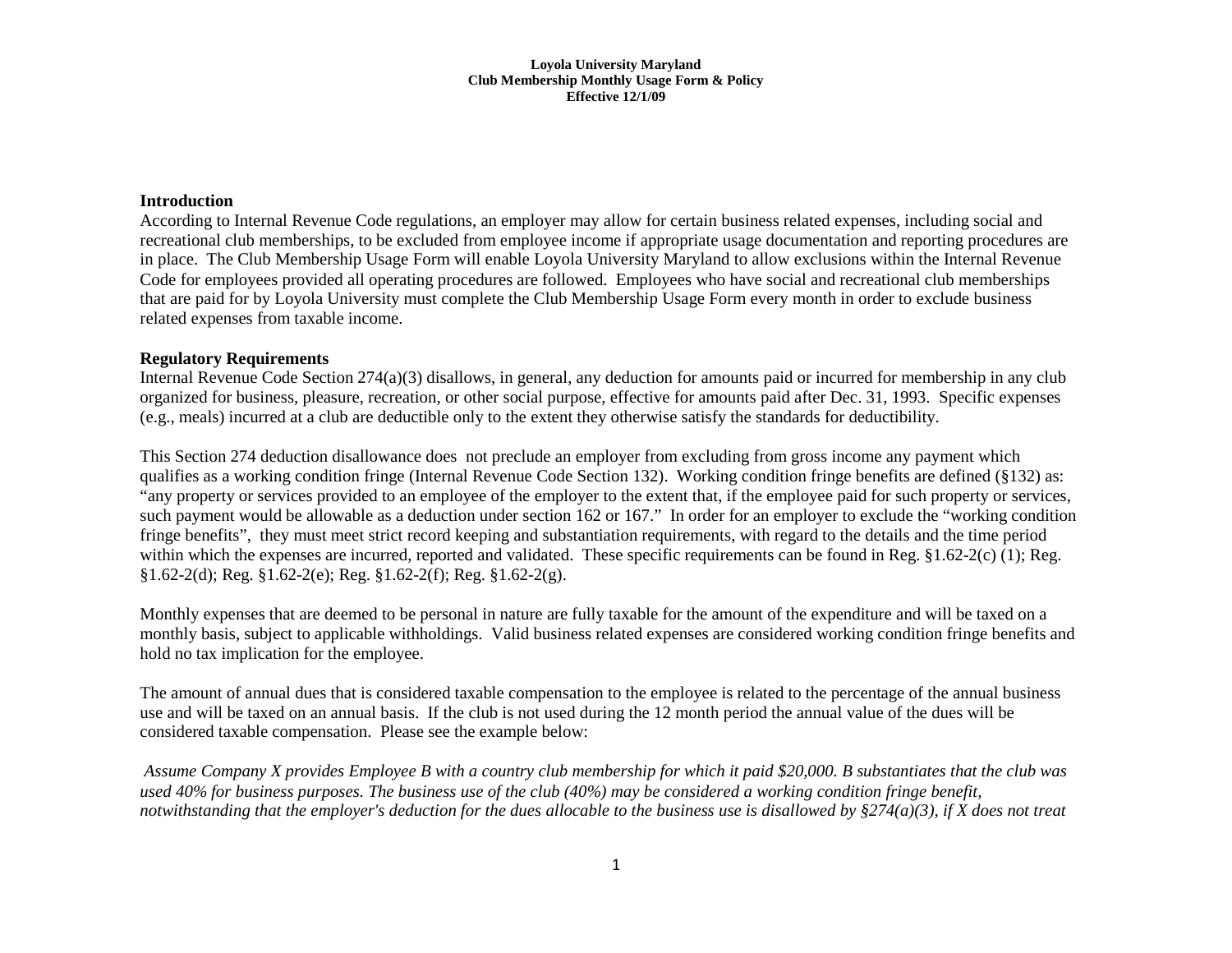**Loyola University Maryland**
**Club Membership Monthly Usage Form & Policy**
**Effective 12/1/09**

### Introduction

According to Internal Revenue Code regulations, an employer may allow for certain business related expenses, including social and recreational club memberships, to be excluded from employee income if appropriate usage documentation and reporting procedures are in place. The Club Membership Usage Form will enable Loyola University Maryland to allow exclusions within the Internal Revenue Code for employees provided all operating procedures are followed. Employees who have social and recreational club memberships that are paid for by Loyola University must complete the Club Membership Usage Form every month in order to exclude business related expenses from taxable income.

### Regulatory Requirements

Internal Revenue Code Section 274(a)(3) disallows, in general, any deduction for amounts paid or incurred for membership in any club organized for business, pleasure, recreation, or other social purpose, effective for amounts paid after Dec. 31, 1993. Specific expenses (e.g., meals) incurred at a club are deductible only to the extent they otherwise satisfy the standards for deductibility.

This Section 274 deduction disallowance does not preclude an employer from excluding from gross income any payment which qualifies as a working condition fringe (Internal Revenue Code Section 132). Working condition fringe benefits are defined (§132) as: "any property or services provided to an employee of the employer to the extent that, if the employee paid for such property or services, such payment would be allowable as a deduction under section 162 or 167." In order for an employer to exclude the "working condition fringe benefits", they must meet strict record keeping and substantiation requirements, with regard to the details and the time period within which the expenses are incurred, reported and validated. These specific requirements can be found in Reg. §1.62-2(c) (1); Reg. §1.62-2(d); Reg. §1.62-2(e); Reg. §1.62-2(f); Reg. §1.62-2(g).

Monthly expenses that are deemed to be personal in nature are fully taxable for the amount of the expenditure and will be taxed on a monthly basis, subject to applicable withholdings. Valid business related expenses are considered working condition fringe benefits and hold no tax implication for the employee.

The amount of annual dues that is considered taxable compensation to the employee is related to the percentage of the annual business use and will be taxed on an annual basis. If the club is not used during the 12 month period the annual value of the dues will be considered taxable compensation. Please see the example below:

*Assume Company X provides Employee B with a country club membership for which it paid $20,000. B substantiates that the club was used 40% for business purposes. The business use of the club (40%) may be considered a working condition fringe benefit, notwithstanding that the employer's deduction for the dues allocable to the business use is disallowed by §274(a)(3), if X does not treat*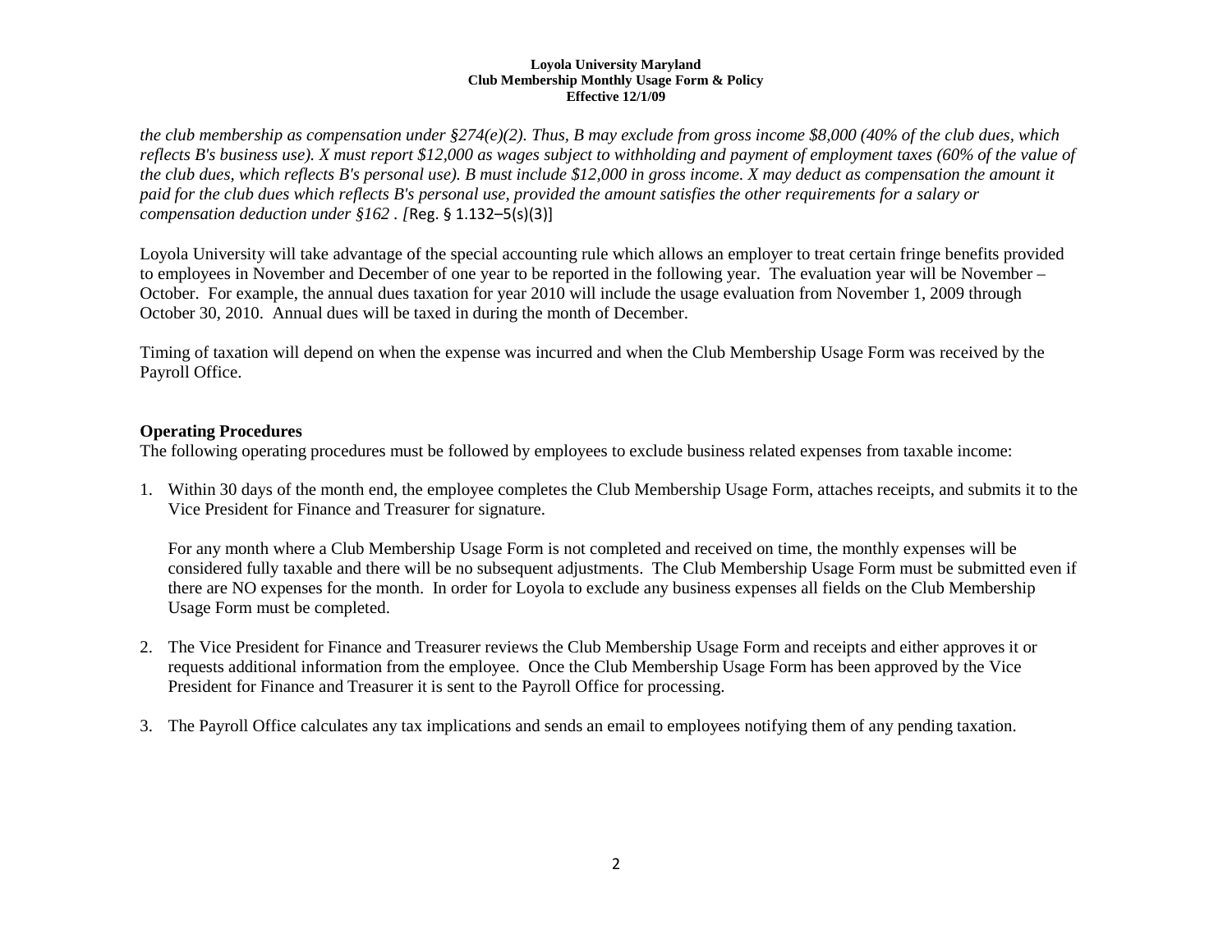*the club membership as compensation under §274(e)(2). Thus, B may exclude from gross income $8,000 (40% of the club dues, which reflects B's business use). X must report $12,000 as wages subject to withholding and payment of employment taxes (60% of the value of the club dues, which reflects B's personal use). B must include $12,000 in gross income. X may deduct as compensation the amount it paid for the club dues which reflects B's personal use, provided the amount satisfies the other requirements for a salary or compensation deduction under §162 . [*Reg. § 1.132–5(s)(3)]

Loyola University will take advantage of the special accounting rule which allows an employer to treat certain fringe benefits provided to employees in November and December of one year to be reported in the following year. The evaluation year will be November – October. For example, the annual dues taxation for year 2010 will include the usage evaluation from November 1, 2009 through October 30, 2010. Annual dues will be taxed in during the month of December.

Timing of taxation will depend on when the expense was incurred and when the Club Membership Usage Form was received by the Payroll Office.

**Operating Procedures**

The following operating procedures must be followed by employees to exclude business related expenses from taxable income:

1. Within 30 days of the month end, the employee completes the Club Membership Usage Form, attaches receipts, and submits it to the Vice President for Finance and Treasurer for signature.

   For any month where a Club Membership Usage Form is not completed and received on time, the monthly expenses will be considered fully taxable and there will be no subsequent adjustments. The Club Membership Usage Form must be submitted even if there are NO expenses for the month. In order for Loyola to exclude any business expenses all fields on the Club Membership Usage Form must be completed.

2. The Vice President for Finance and Treasurer reviews the Club Membership Usage Form and receipts and either approves it or requests additional information from the employee. Once the Club Membership Usage Form has been approved by the Vice President for Finance and Treasurer it is sent to the Payroll Office for processing.

3. The Payroll Office calculates any tax implications and sends an email to employees notifying them of any pending taxation.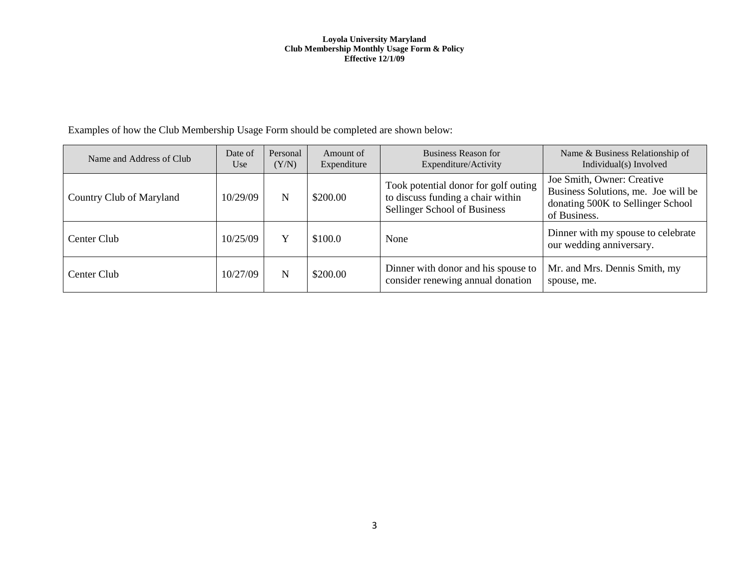Examples of how the Club Membership Usage Form should be completed are shown below:

| Name and Address of Club | Date of Use | Personal (Y/N) | Amount of Expenditure | Business Reason for Expenditure/Activity | Name & Business Relationship of Individual(s) Involved |
|---|---|---|---|---|---|
| Country Club of Maryland | 10/29/09 | N | $200.00 | Took potential donor for golf outing to discuss funding a chair within Sellinger School of Business | Joe Smith, Owner: Creative Business Solutions, me. Joe will be donating 500K to Sellinger School of Business. |
| Center Club | 10/25/09 | Y | $100.0 | None | Dinner with my spouse to celebrate our wedding anniversary. |
| Center Club | 10/27/09 | N | $200.00 | Dinner with donor and his spouse to consider renewing annual donation | Mr. and Mrs. Dennis Smith, my spouse, me. |